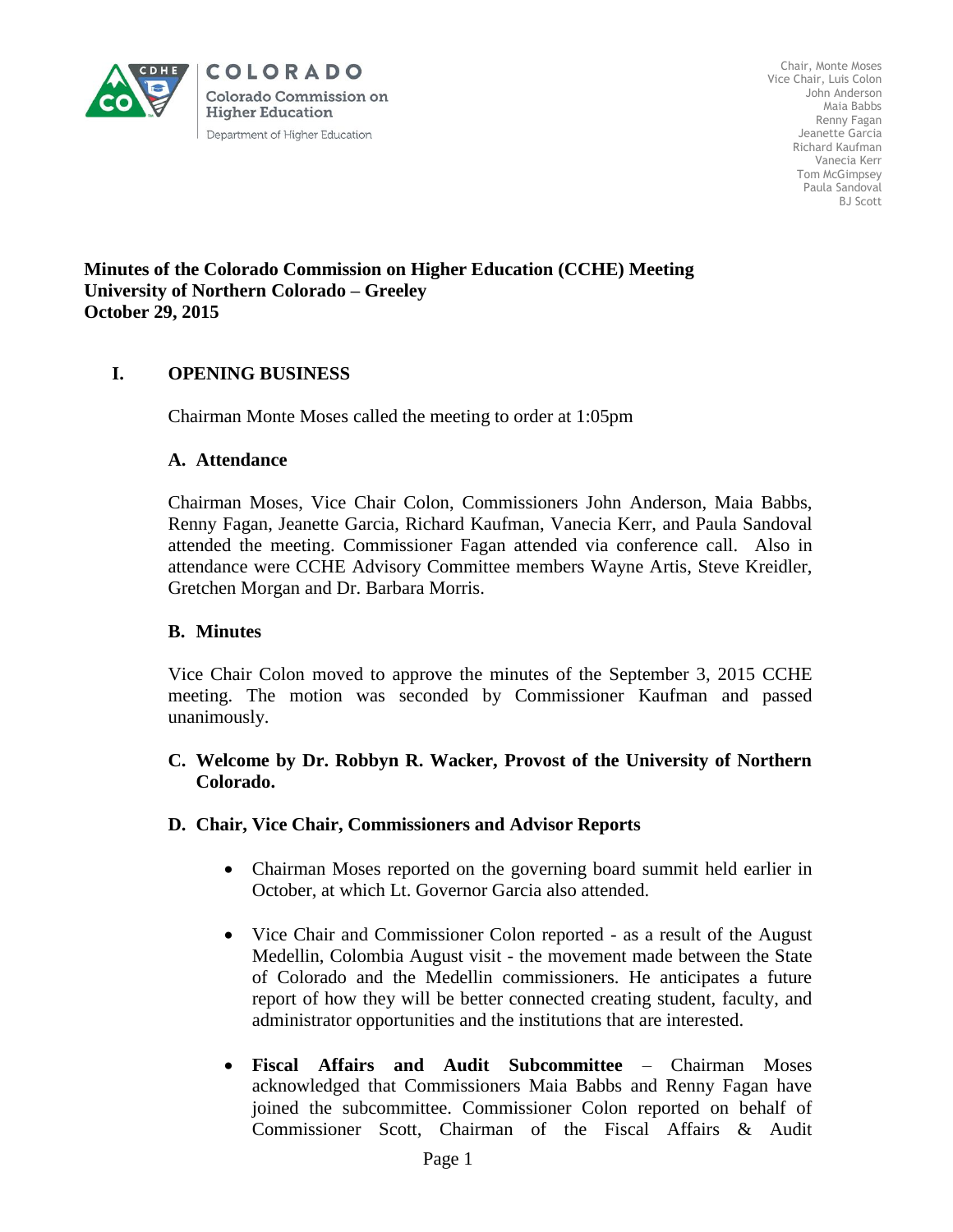COLORADO

Colorado Commission on Higher Education

Department of Higher Education

Chair, Monte Moses
Vice Chair, Luis Colon
John Anderson
Maia Babbs
Renny Fagan
Jeanette Garcia
Richard Kaufman
Vanecia Kerr
Tom McGimpsey
Paula Sandoval
BJ Scott

**Minutes of the Colorado Commission on Higher Education (CCHE) Meeting**
**University of Northern Colorado – Greeley**
**October 29, 2015**

## I. OPENING BUSINESS

Chairman Monte Moses called the meeting to order at 1:05pm

### A. Attendance

Chairman Moses, Vice Chair Colon, Commissioners John Anderson, Maia Babbs, Renny Fagan, Jeanette Garcia, Richard Kaufman, Vanecia Kerr, and Paula Sandoval attended the meeting. Commissioner Fagan attended via conference call. Also in attendance were CCHE Advisory Committee members Wayne Artis, Steve Kreidler, Gretchen Morgan and Dr. Barbara Morris.

### B. Minutes

Vice Chair Colon moved to approve the minutes of the September 3, 2015 CCHE meeting. The motion was seconded by Commissioner Kaufman and passed unanimously.

### C. Welcome by Dr. Robbyn R. Wacker, Provost of the University of Northern Colorado.

### D. Chair, Vice Chair, Commissioners and Advisor Reports

- Chairman Moses reported on the governing board summit held earlier in October, at which Lt. Governor Garcia also attended.

- Vice Chair and Commissioner Colon reported - as a result of the August Medellin, Colombia August visit - the movement made between the State of Colorado and the Medellin commissioners. He anticipates a future report of how they will be better connected creating student, faculty, and administrator opportunities and the institutions that are interested.

- **Fiscal Affairs and Audit Subcommittee** – Chairman Moses acknowledged that Commissioners Maia Babbs and Renny Fagan have joined the subcommittee. Commissioner Colon reported on behalf of Commissioner Scott, Chairman of the Fiscal Affairs & Audit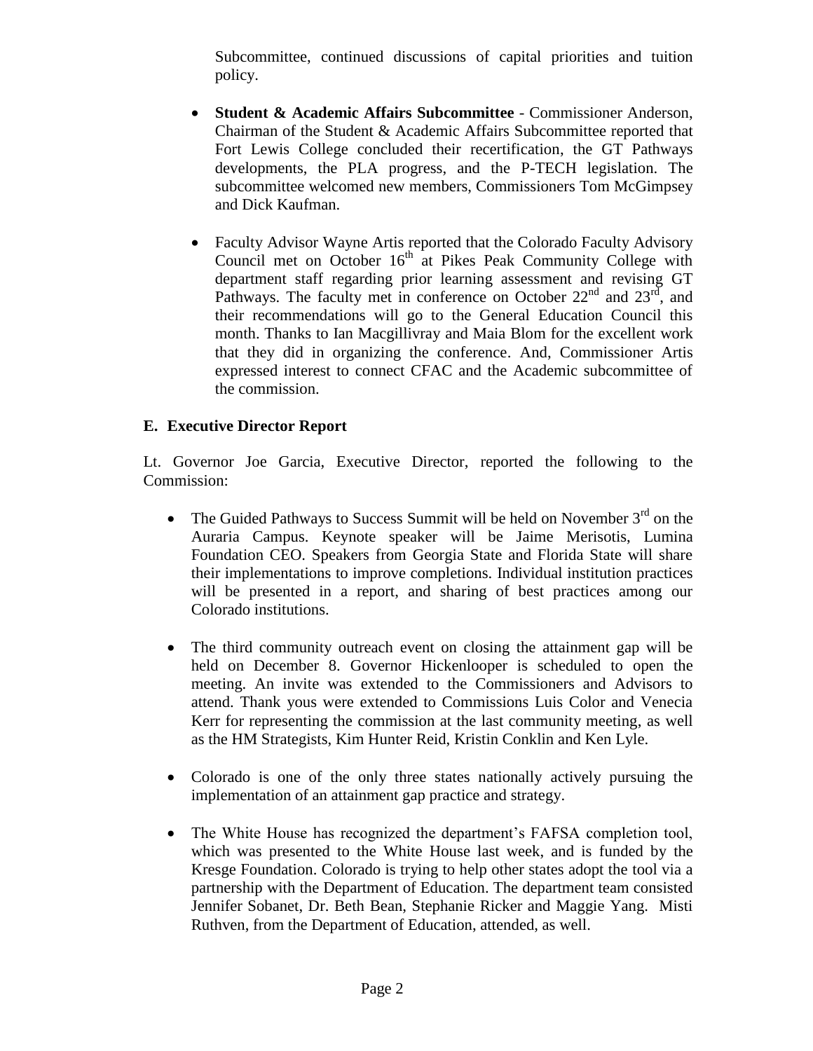Subcommittee, continued discussions of capital priorities and tuition policy.

- **Student & Academic Affairs Subcommittee** - Commissioner Anderson, Chairman of the Student & Academic Affairs Subcommittee reported that Fort Lewis College concluded their recertification, the GT Pathways developments, the PLA progress, and the P-TECH legislation. The subcommittee welcomed new members, Commissioners Tom McGimpsey and Dick Kaufman.

- Faculty Advisor Wayne Artis reported that the Colorado Faculty Advisory Council met on October 16th at Pikes Peak Community College with department staff regarding prior learning assessment and revising GT Pathways. The faculty met in conference on October 22nd and 23rd, and their recommendations will go to the General Education Council this month. Thanks to Ian Macgillivray and Maia Blom for the excellent work that they did in organizing the conference. And, Commissioner Artis expressed interest to connect CFAC and the Academic subcommittee of the commission.

### E. Executive Director Report

Lt. Governor Joe Garcia, Executive Director, reported the following to the Commission:

- The Guided Pathways to Success Summit will be held on November 3rd on the Auraria Campus. Keynote speaker will be Jaime Merisotis, Lumina Foundation CEO. Speakers from Georgia State and Florida State will share their implementations to improve completions. Individual institution practices will be presented in a report, and sharing of best practices among our Colorado institutions.

- The third community outreach event on closing the attainment gap will be held on December 8. Governor Hickenlooper is scheduled to open the meeting. An invite was extended to the Commissioners and Advisors to attend. Thank yous were extended to Commissions Luis Color and Venecia Kerr for representing the commission at the last community meeting, as well as the HM Strategists, Kim Hunter Reid, Kristin Conklin and Ken Lyle.

- Colorado is one of the only three states nationally actively pursuing the implementation of an attainment gap practice and strategy.

- The White House has recognized the department's FAFSA completion tool, which was presented to the White House last week, and is funded by the Kresge Foundation. Colorado is trying to help other states adopt the tool via a partnership with the Department of Education. The department team consisted Jennifer Sobanet, Dr. Beth Bean, Stephanie Ricker and Maggie Yang. Misti Ruthven, from the Department of Education, attended, as well.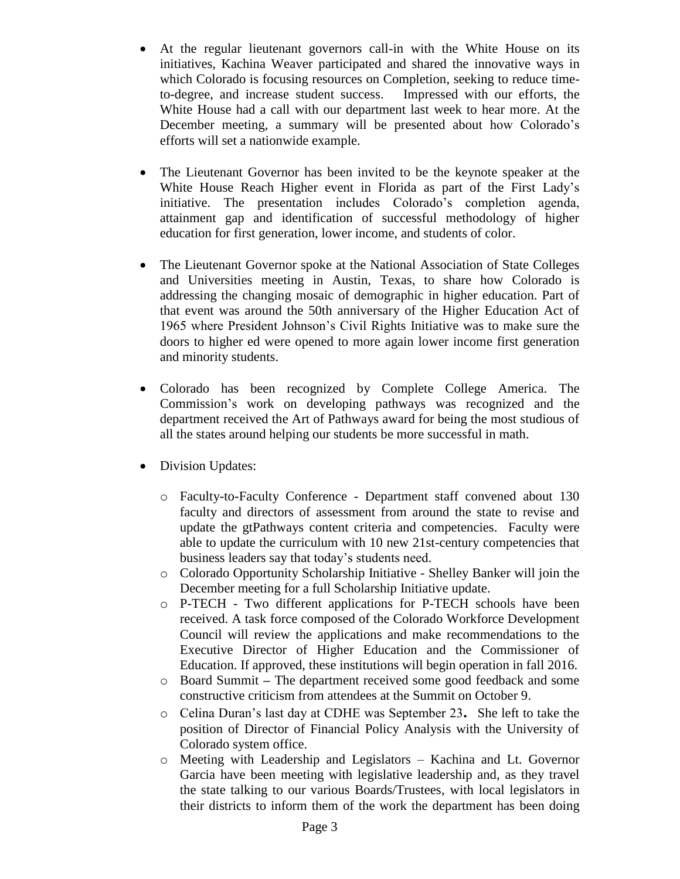- At the regular lieutenant governors call-in with the White House on its initiatives, Kachina Weaver participated and shared the innovative ways in which Colorado is focusing resources on Completion, seeking to reduce time-to-degree, and increase student success. Impressed with our efforts, the White House had a call with our department last week to hear more. At the December meeting, a summary will be presented about how Colorado's efforts will set a nationwide example.

- The Lieutenant Governor has been invited to be the keynote speaker at the White House Reach Higher event in Florida as part of the First Lady's initiative. The presentation includes Colorado's completion agenda, attainment gap and identification of successful methodology of higher education for first generation, lower income, and students of color.

- The Lieutenant Governor spoke at the National Association of State Colleges and Universities meeting in Austin, Texas, to share how Colorado is addressing the changing mosaic of demographic in higher education. Part of that event was around the 50th anniversary of the Higher Education Act of 1965 where President Johnson's Civil Rights Initiative was to make sure the doors to higher ed were opened to more again lower income first generation and minority students.

- Colorado has been recognized by Complete College America. The Commission's work on developing pathways was recognized and the department received the Art of Pathways award for being the most studious of all the states around helping our students be more successful in math.

- Division Updates:
  - Faculty-to-Faculty Conference - Department staff convened about 130 faculty and directors of assessment from around the state to revise and update the gtPathways content criteria and competencies. Faculty were able to update the curriculum with 10 new 21st-century competencies that business leaders say that today's students need.
  - Colorado Opportunity Scholarship Initiative - Shelley Banker will join the December meeting for a full Scholarship Initiative update.
  - P-TECH - Two different applications for P-TECH schools have been received. A task force composed of the Colorado Workforce Development Council will review the applications and make recommendations to the Executive Director of Higher Education and the Commissioner of Education. If approved, these institutions will begin operation in fall 2016.
  - Board Summit – The department received some good feedback and some constructive criticism from attendees at the Summit on October 9.
  - Celina Duran's last day at CDHE was September 23**.** She left to take the position of Director of Financial Policy Analysis with the University of Colorado system office.
  - Meeting with Leadership and Legislators – Kachina and Lt. Governor Garcia have been meeting with legislative leadership and, as they travel the state talking to our various Boards/Trustees, with local legislators in their districts to inform them of the work the department has been doing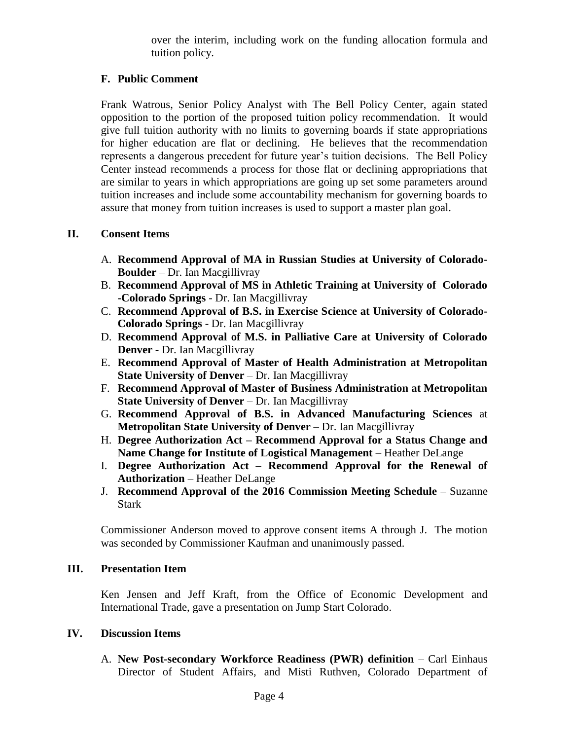over the interim, including work on the funding allocation formula and tuition policy.

### F. Public Comment

Frank Watrous, Senior Policy Analyst with The Bell Policy Center, again stated opposition to the portion of the proposed tuition policy recommendation. It would give full tuition authority with no limits to governing boards if state appropriations for higher education are flat or declining. He believes that the recommendation represents a dangerous precedent for future year's tuition decisions. The Bell Policy Center instead recommends a process for those flat or declining appropriations that are similar to years in which appropriations are going up set some parameters around tuition increases and include some accountability mechanism for governing boards to assure that money from tuition increases is used to support a master plan goal.

## II. Consent Items

A. **Recommend Approval of MA in Russian Studies at University of Colorado-Boulder** – Dr. Ian Macgillivray
B. **Recommend Approval of MS in Athletic Training at University of Colorado -Colorado Springs** - Dr. Ian Macgillivray
C. **Recommend Approval of B.S. in Exercise Science at University of Colorado-Colorado Springs** - Dr. Ian Macgillivray
D. **Recommend Approval of M.S. in Palliative Care at University of Colorado Denver** - Dr. Ian Macgillivray
E. **Recommend Approval of Master of Health Administration at Metropolitan State University of Denver** – Dr. Ian Macgillivray
F. **Recommend Approval of Master of Business Administration at Metropolitan State University of Denver** – Dr. Ian Macgillivray
G. **Recommend Approval of B.S. in Advanced Manufacturing Sciences** at **Metropolitan State University of Denver** – Dr. Ian Macgillivray
H. **Degree Authorization Act – Recommend Approval for a Status Change and Name Change for Institute of Logistical Management** – Heather DeLange
I. **Degree Authorization Act – Recommend Approval for the Renewal of Authorization** – Heather DeLange
J. **Recommend Approval of the 2016 Commission Meeting Schedule** – Suzanne Stark

Commissioner Anderson moved to approve consent items A through J. The motion was seconded by Commissioner Kaufman and unanimously passed.

## III. Presentation Item

Ken Jensen and Jeff Kraft, from the Office of Economic Development and International Trade, gave a presentation on Jump Start Colorado.

## IV. Discussion Items

A. **New Post-secondary Workforce Readiness (PWR) definition** – Carl Einhaus Director of Student Affairs, and Misti Ruthven, Colorado Department of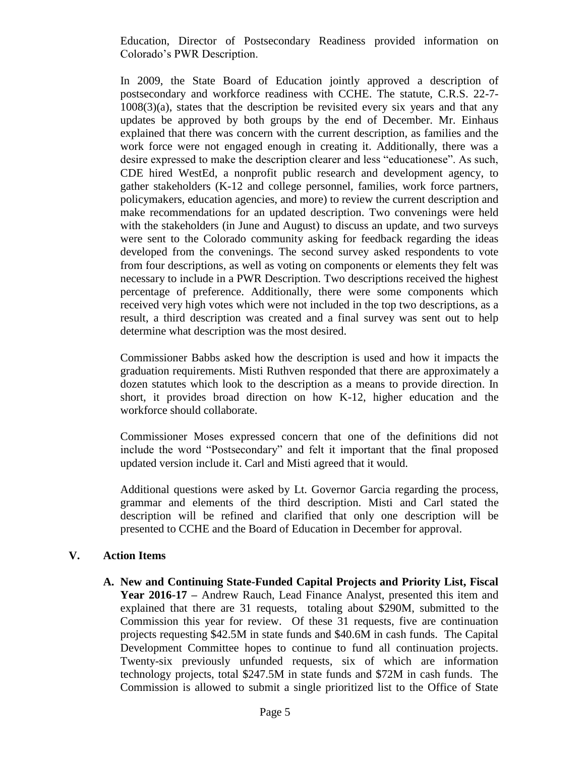Education, Director of Postsecondary Readiness provided information on Colorado's PWR Description.

In 2009, the State Board of Education jointly approved a description of postsecondary and workforce readiness with CCHE. The statute, C.R.S. 22-7-1008(3)(a), states that the description be revisited every six years and that any updates be approved by both groups by the end of December. Mr. Einhaus explained that there was concern with the current description, as families and the work force were not engaged enough in creating it. Additionally, there was a desire expressed to make the description clearer and less "educationese". As such, CDE hired WestEd, a nonprofit public research and development agency, to gather stakeholders (K-12 and college personnel, families, work force partners, policymakers, education agencies, and more) to review the current description and make recommendations for an updated description. Two convenings were held with the stakeholders (in June and August) to discuss an update, and two surveys were sent to the Colorado community asking for feedback regarding the ideas developed from the convenings. The second survey asked respondents to vote from four descriptions, as well as voting on components or elements they felt was necessary to include in a PWR Description. Two descriptions received the highest percentage of preference. Additionally, there were some components which received very high votes which were not included in the top two descriptions, as a result, a third description was created and a final survey was sent out to help determine what description was the most desired.

Commissioner Babbs asked how the description is used and how it impacts the graduation requirements. Misti Ruthven responded that there are approximately a dozen statutes which look to the description as a means to provide direction. In short, it provides broad direction on how K-12, higher education and the workforce should collaborate.

Commissioner Moses expressed concern that one of the definitions did not include the word "Postsecondary" and felt it important that the final proposed updated version include it. Carl and Misti agreed that it would.

Additional questions were asked by Lt. Governor Garcia regarding the process, grammar and elements of the third description. Misti and Carl stated the description will be refined and clarified that only one description will be presented to CCHE and the Board of Education in December for approval.

## V. Action Items

**A. New and Continuing State-Funded Capital Projects and Priority List, Fiscal Year 2016-17 –** Andrew Rauch, Lead Finance Analyst, presented this item and explained that there are 31 requests, totaling about $290M, submitted to the Commission this year for review. Of these 31 requests, five are continuation projects requesting $42.5M in state funds and $40.6M in cash funds. The Capital Development Committee hopes to continue to fund all continuation projects. Twenty-six previously unfunded requests, six of which are information technology projects, total $247.5M in state funds and $72M in cash funds. The Commission is allowed to submit a single prioritized list to the Office of State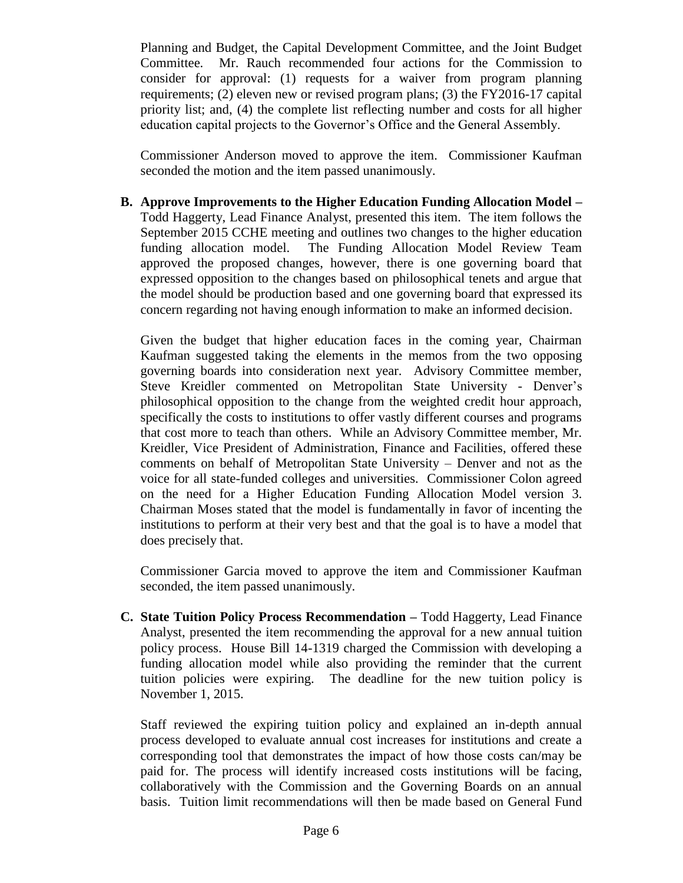Planning and Budget, the Capital Development Committee, and the Joint Budget Committee. Mr. Rauch recommended four actions for the Commission to consider for approval: (1) requests for a waiver from program planning requirements; (2) eleven new or revised program plans; (3) the FY2016-17 capital priority list; and, (4) the complete list reflecting number and costs for all higher education capital projects to the Governor's Office and the General Assembly.

Commissioner Anderson moved to approve the item. Commissioner Kaufman seconded the motion and the item passed unanimously.

**B. Approve Improvements to the Higher Education Funding Allocation Model –** Todd Haggerty, Lead Finance Analyst, presented this item. The item follows the September 2015 CCHE meeting and outlines two changes to the higher education funding allocation model. The Funding Allocation Model Review Team approved the proposed changes, however, there is one governing board that expressed opposition to the changes based on philosophical tenets and argue that the model should be production based and one governing board that expressed its concern regarding not having enough information to make an informed decision.

Given the budget that higher education faces in the coming year, Chairman Kaufman suggested taking the elements in the memos from the two opposing governing boards into consideration next year. Advisory Committee member, Steve Kreidler commented on Metropolitan State University - Denver's philosophical opposition to the change from the weighted credit hour approach, specifically the costs to institutions to offer vastly different courses and programs that cost more to teach than others. While an Advisory Committee member, Mr. Kreidler, Vice President of Administration, Finance and Facilities, offered these comments on behalf of Metropolitan State University – Denver and not as the voice for all state-funded colleges and universities. Commissioner Colon agreed on the need for a Higher Education Funding Allocation Model version 3. Chairman Moses stated that the model is fundamentally in favor of incenting the institutions to perform at their very best and that the goal is to have a model that does precisely that.

Commissioner Garcia moved to approve the item and Commissioner Kaufman seconded, the item passed unanimously.

**C. State Tuition Policy Process Recommendation –** Todd Haggerty, Lead Finance Analyst, presented the item recommending the approval for a new annual tuition policy process. House Bill 14-1319 charged the Commission with developing a funding allocation model while also providing the reminder that the current tuition policies were expiring. The deadline for the new tuition policy is November 1, 2015.

Staff reviewed the expiring tuition policy and explained an in-depth annual process developed to evaluate annual cost increases for institutions and create a corresponding tool that demonstrates the impact of how those costs can/may be paid for. The process will identify increased costs institutions will be facing, collaboratively with the Commission and the Governing Boards on an annual basis. Tuition limit recommendations will then be made based on General Fund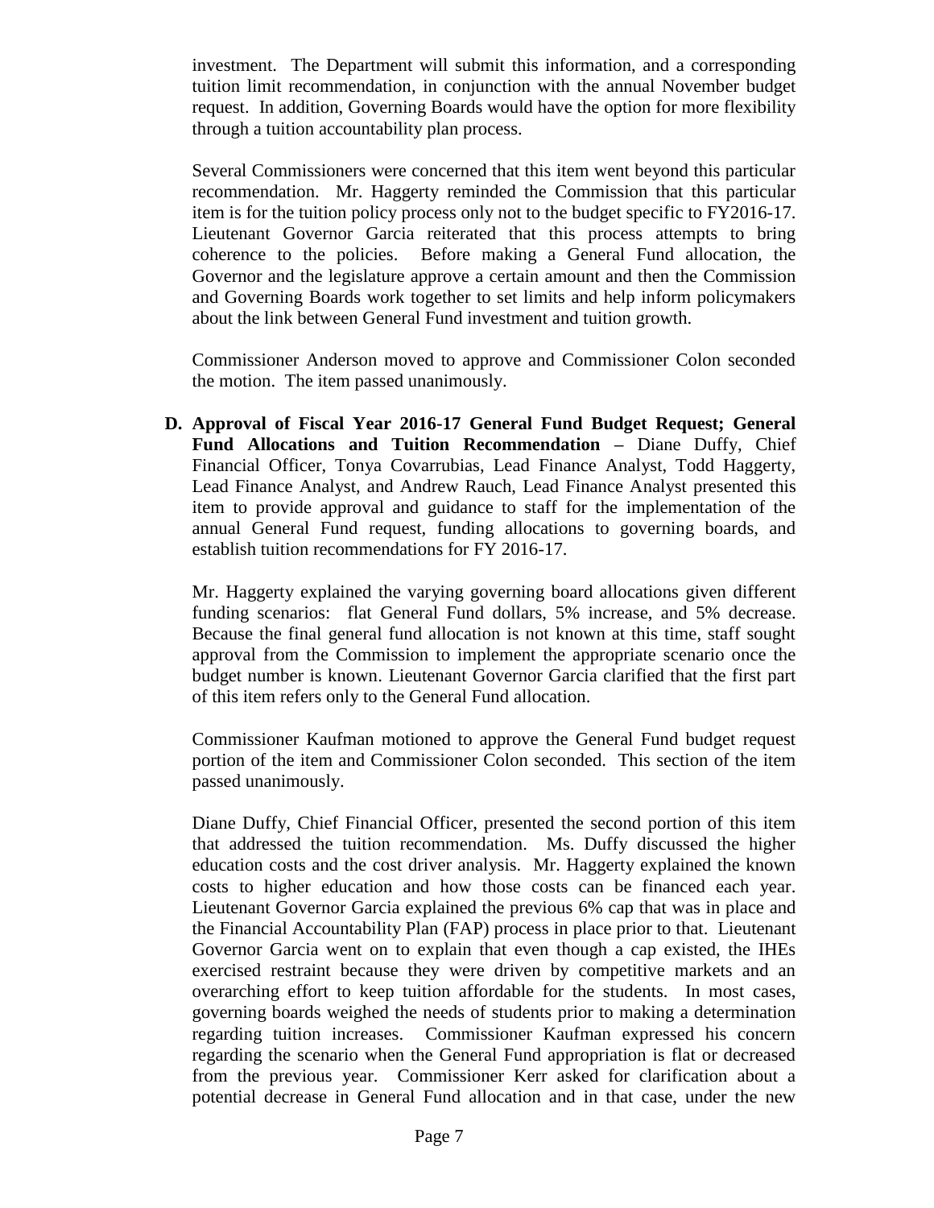investment. The Department will submit this information, and a corresponding tuition limit recommendation, in conjunction with the annual November budget request. In addition, Governing Boards would have the option for more flexibility through a tuition accountability plan process.

Several Commissioners were concerned that this item went beyond this particular recommendation. Mr. Haggerty reminded the Commission that this particular item is for the tuition policy process only not to the budget specific to FY2016-17. Lieutenant Governor Garcia reiterated that this process attempts to bring coherence to the policies. Before making a General Fund allocation, the Governor and the legislature approve a certain amount and then the Commission and Governing Boards work together to set limits and help inform policymakers about the link between General Fund investment and tuition growth.

Commissioner Anderson moved to approve and Commissioner Colon seconded the motion. The item passed unanimously.

**D. Approval of Fiscal Year 2016-17 General Fund Budget Request; General Fund Allocations and Tuition Recommendation –** Diane Duffy, Chief Financial Officer, Tonya Covarrubias, Lead Finance Analyst, Todd Haggerty, Lead Finance Analyst, and Andrew Rauch, Lead Finance Analyst presented this item to provide approval and guidance to staff for the implementation of the annual General Fund request, funding allocations to governing boards, and establish tuition recommendations for FY 2016-17.

Mr. Haggerty explained the varying governing board allocations given different funding scenarios: flat General Fund dollars, 5% increase, and 5% decrease. Because the final general fund allocation is not known at this time, staff sought approval from the Commission to implement the appropriate scenario once the budget number is known. Lieutenant Governor Garcia clarified that the first part of this item refers only to the General Fund allocation.

Commissioner Kaufman motioned to approve the General Fund budget request portion of the item and Commissioner Colon seconded. This section of the item passed unanimously.

Diane Duffy, Chief Financial Officer, presented the second portion of this item that addressed the tuition recommendation. Ms. Duffy discussed the higher education costs and the cost driver analysis. Mr. Haggerty explained the known costs to higher education and how those costs can be financed each year. Lieutenant Governor Garcia explained the previous 6% cap that was in place and the Financial Accountability Plan (FAP) process in place prior to that. Lieutenant Governor Garcia went on to explain that even though a cap existed, the IHEs exercised restraint because they were driven by competitive markets and an overarching effort to keep tuition affordable for the students. In most cases, governing boards weighed the needs of students prior to making a determination regarding tuition increases. Commissioner Kaufman expressed his concern regarding the scenario when the General Fund appropriation is flat or decreased from the previous year. Commissioner Kerr asked for clarification about a potential decrease in General Fund allocation and in that case, under the new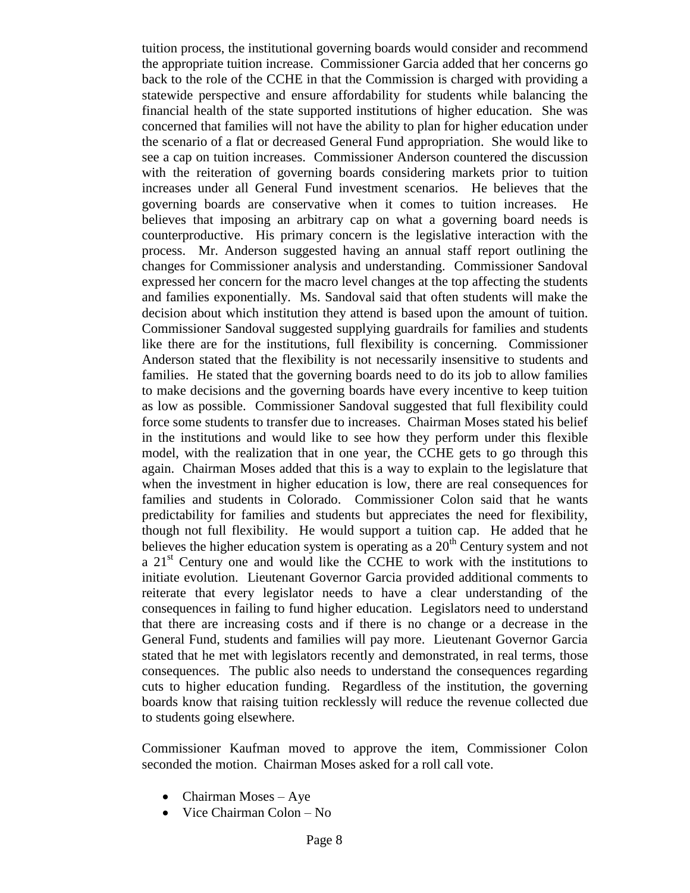tuition process, the institutional governing boards would consider and recommend the appropriate tuition increase. Commissioner Garcia added that her concerns go back to the role of the CCHE in that the Commission is charged with providing a statewide perspective and ensure affordability for students while balancing the financial health of the state supported institutions of higher education. She was concerned that families will not have the ability to plan for higher education under the scenario of a flat or decreased General Fund appropriation. She would like to see a cap on tuition increases. Commissioner Anderson countered the discussion with the reiteration of governing boards considering markets prior to tuition increases under all General Fund investment scenarios. He believes that the governing boards are conservative when it comes to tuition increases. He believes that imposing an arbitrary cap on what a governing board needs is counterproductive. His primary concern is the legislative interaction with the process. Mr. Anderson suggested having an annual staff report outlining the changes for Commissioner analysis and understanding. Commissioner Sandoval expressed her concern for the macro level changes at the top affecting the students and families exponentially. Ms. Sandoval said that often students will make the decision about which institution they attend is based upon the amount of tuition. Commissioner Sandoval suggested supplying guardrails for families and students like there are for the institutions, full flexibility is concerning. Commissioner Anderson stated that the flexibility is not necessarily insensitive to students and families. He stated that the governing boards need to do its job to allow families to make decisions and the governing boards have every incentive to keep tuition as low as possible. Commissioner Sandoval suggested that full flexibility could force some students to transfer due to increases. Chairman Moses stated his belief in the institutions and would like to see how they perform under this flexible model, with the realization that in one year, the CCHE gets to go through this again. Chairman Moses added that this is a way to explain to the legislature that when the investment in higher education is low, there are real consequences for families and students in Colorado. Commissioner Colon said that he wants predictability for families and students but appreciates the need for flexibility, though not full flexibility. He would support a tuition cap. He added that he believes the higher education system is operating as a 20th Century system and not a 21st Century one and would like the CCHE to work with the institutions to initiate evolution. Lieutenant Governor Garcia provided additional comments to reiterate that every legislator needs to have a clear understanding of the consequences in failing to fund higher education. Legislators need to understand that there are increasing costs and if there is no change or a decrease in the General Fund, students and families will pay more. Lieutenant Governor Garcia stated that he met with legislators recently and demonstrated, in real terms, those consequences. The public also needs to understand the consequences regarding cuts to higher education funding. Regardless of the institution, the governing boards know that raising tuition recklessly will reduce the revenue collected due to students going elsewhere.

Commissioner Kaufman moved to approve the item, Commissioner Colon seconded the motion. Chairman Moses asked for a roll call vote.

- Chairman Moses – Aye
- Vice Chairman Colon – No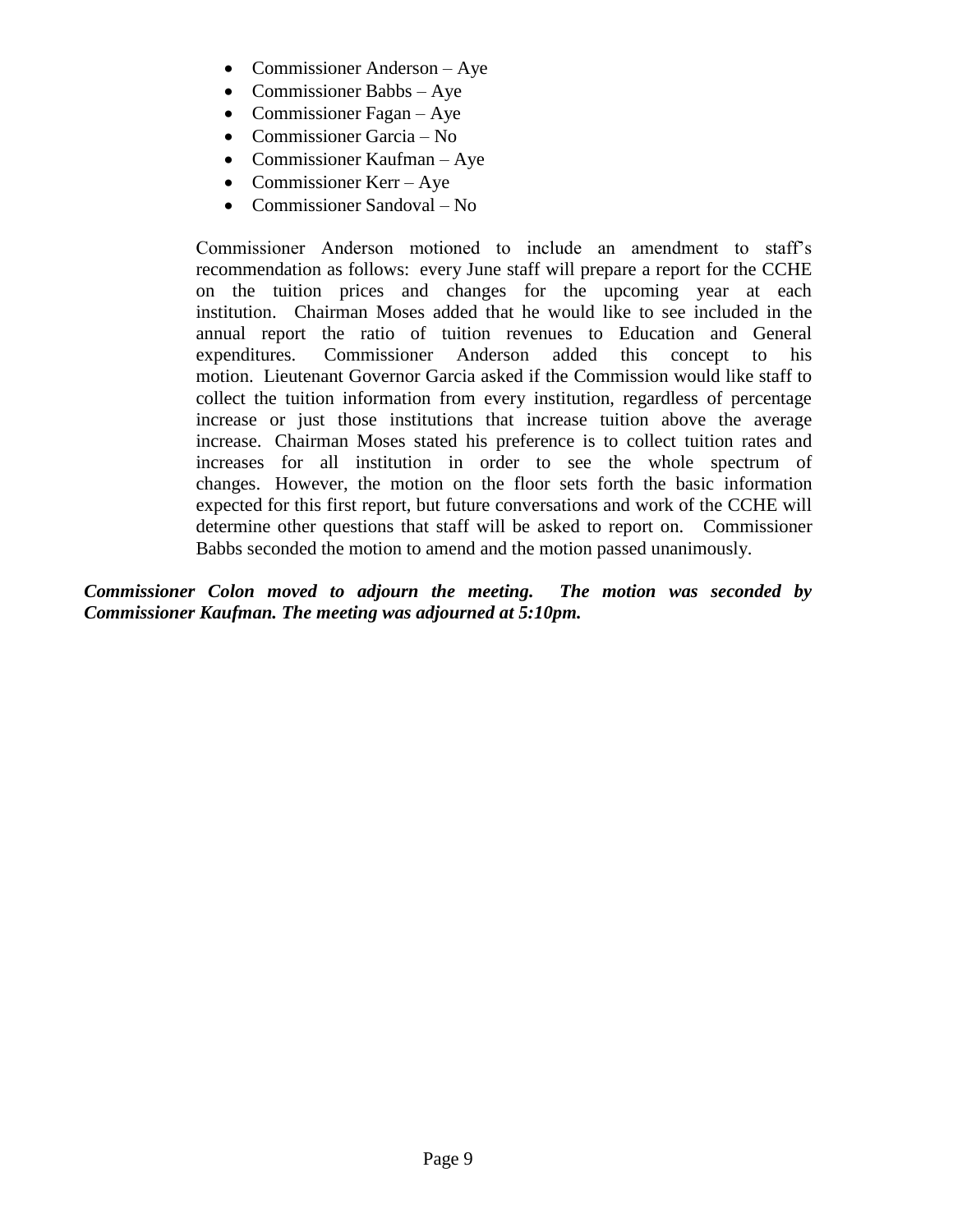- Commissioner Anderson – Aye
- Commissioner Babbs – Aye
- Commissioner Fagan – Aye
- Commissioner Garcia – No
- Commissioner Kaufman – Aye
- Commissioner Kerr – Aye
- Commissioner Sandoval – No

Commissioner Anderson motioned to include an amendment to staff's recommendation as follows: every June staff will prepare a report for the CCHE on the tuition prices and changes for the upcoming year at each institution. Chairman Moses added that he would like to see included in the annual report the ratio of tuition revenues to Education and General expenditures. Commissioner Anderson added this concept to his motion. Lieutenant Governor Garcia asked if the Commission would like staff to collect the tuition information from every institution, regardless of percentage increase or just those institutions that increase tuition above the average increase. Chairman Moses stated his preference is to collect tuition rates and increases for all institution in order to see the whole spectrum of changes. However, the motion on the floor sets forth the basic information expected for this first report, but future conversations and work of the CCHE will determine other questions that staff will be asked to report on. Commissioner Babbs seconded the motion to amend and the motion passed unanimously.

***Commissioner Colon moved to adjourn the meeting. The motion was seconded by Commissioner Kaufman. The meeting was adjourned at 5:10pm.***